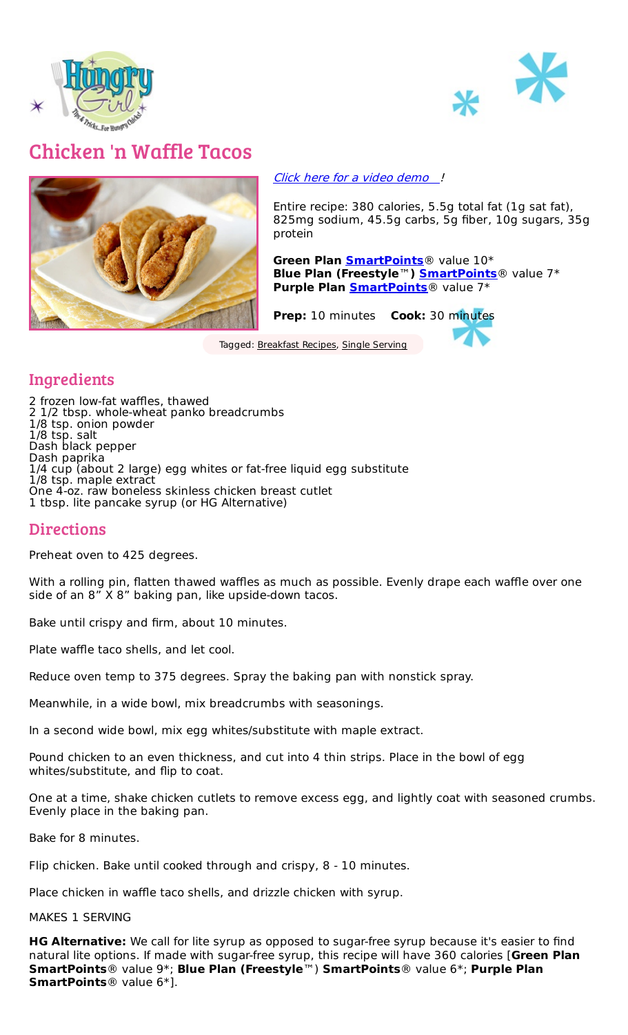# Chicken 'n Waffle Tacos

*Click here for a video demo* !

Entire recipe: 380 calories, 5.5g total fat (1g sat fat), 825mg sodium, 45.5g carbs, 5g fiber, 10g sugars, 35g protein

**Green Plan SmartPoints**® value 10*
**Blue Plan (Freestyle™) SmartPoints**® value 7*
**Purple Plan SmartPoints**® value 7*

**Prep:** 10 minutes **Cook:** 30 minutes

Tagged: Breakfast Recipes, Single Serving

## Ingredients

2 frozen low-fat waffles, thawed
2 1/2 tbsp. whole-wheat panko breadcrumbs
1/8 tsp. onion powder
1/8 tsp. salt
Dash black pepper
Dash paprika
1/4 cup (about 2 large) egg whites or fat-free liquid egg substitute
1/8 tsp. maple extract
One 4-oz. raw boneless skinless chicken breast cutlet
1 tbsp. lite pancake syrup (or HG Alternative)

## Directions

Preheat oven to 425 degrees.

With a rolling pin, flatten thawed waffles as much as possible. Evenly drape each waffle over one side of an 8" X 8" baking pan, like upside-down tacos.

Bake until crispy and firm, about 10 minutes.

Plate waffle taco shells, and let cool.

Reduce oven temp to 375 degrees. Spray the baking pan with nonstick spray.

Meanwhile, in a wide bowl, mix breadcrumbs with seasonings.

In a second wide bowl, mix egg whites/substitute with maple extract.

Pound chicken to an even thickness, and cut into 4 thin strips. Place in the bowl of egg whites/substitute, and flip to coat.

One at a time, shake chicken cutlets to remove excess egg, and lightly coat with seasoned crumbs. Evenly place in the baking pan.

Bake for 8 minutes.

Flip chicken. Bake until cooked through and crispy, 8 - 10 minutes.

Place chicken in waffle taco shells, and drizzle chicken with syrup.

MAKES 1 SERVING

**HG Alternative:** We call for lite syrup as opposed to sugar-free syrup because it's easier to find natural lite options. If made with sugar-free syrup, this recipe will have 360 calories [**Green Plan SmartPoints**® value 9*; **Blue Plan (Freestyle™) SmartPoints**® value 6*; **Purple Plan SmartPoints**® value 6*].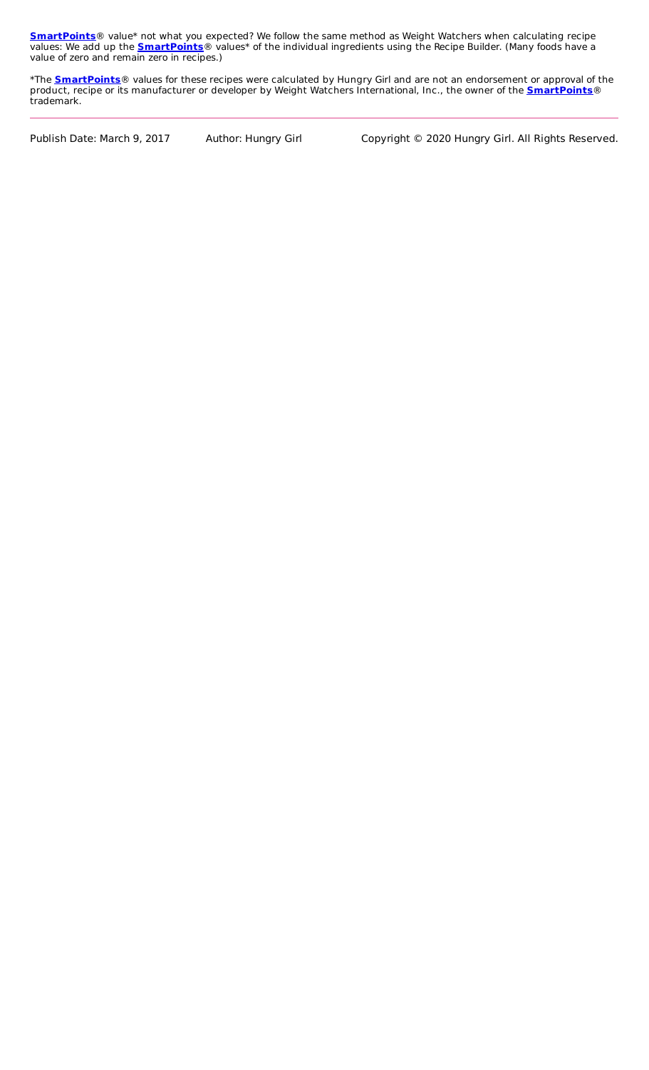**SmartPoints**® value* not what you expected? We follow the same method as Weight Watchers when calculating recipe values: We add up the **SmartPoints**® values* of the individual ingredients using the Recipe Builder. (Many foods have a value of zero and remain zero in recipes.)

*The **SmartPoints**® values for these recipes were calculated by Hungry Girl and are not an endorsement or approval of the product, recipe or its manufacturer or developer by Weight Watchers International, Inc., the owner of the **SmartPoints**® trademark.

---

Publish Date: March 9, 2017 Author: Hungry Girl Copyright © 2020 Hungry Girl. All Rights Reserved.